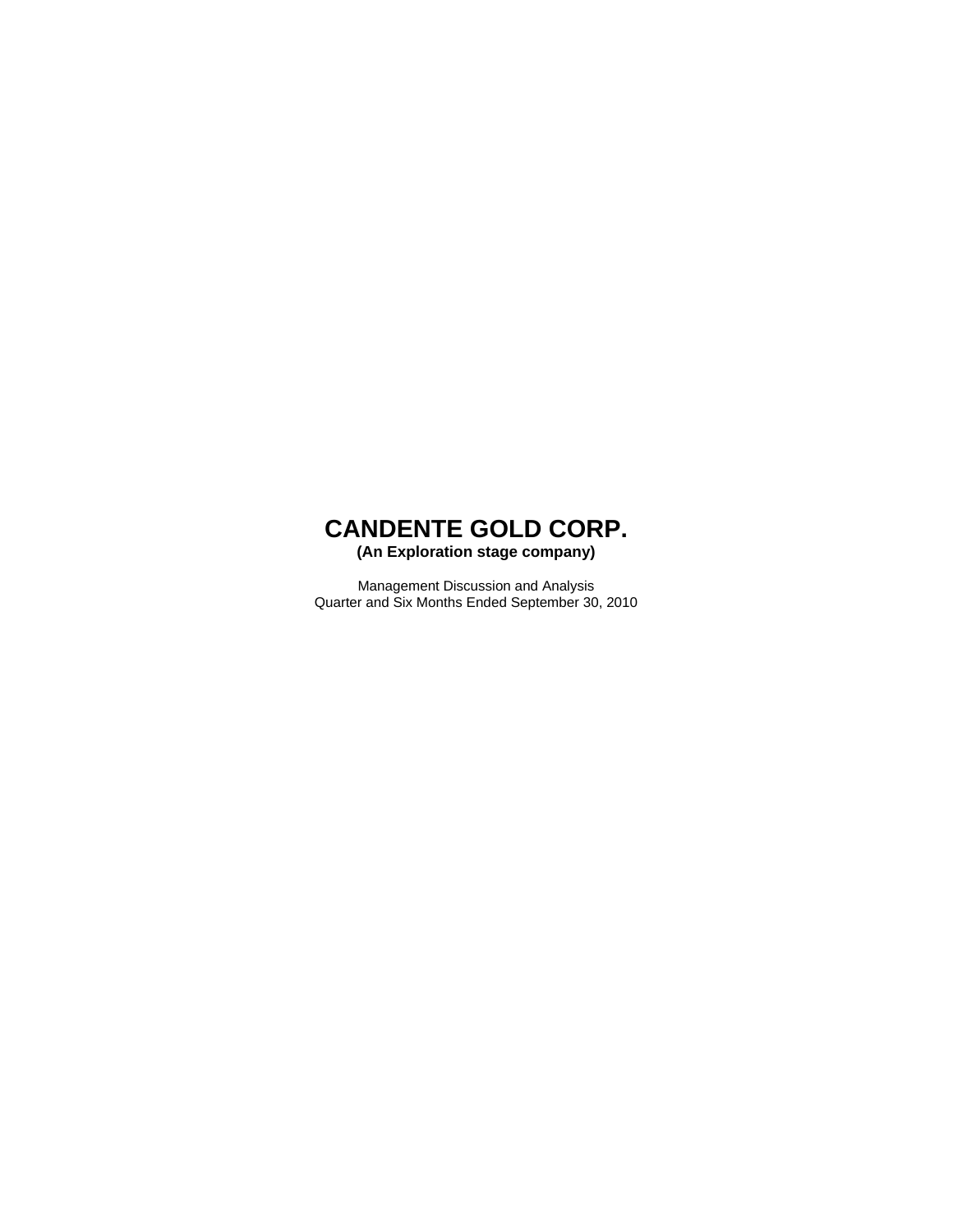# CANDENTE GOLD CORP.

**(An Exploration stage company)**

Management Discussion and Analysis
Quarter and Six Months Ended September 30, 2010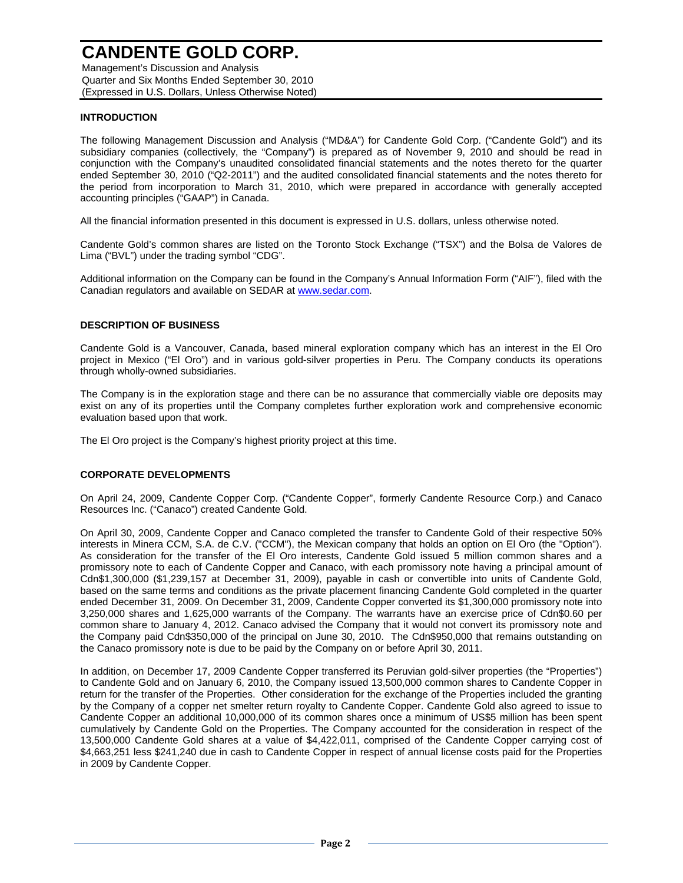# CANDENTE GOLD CORP.

Management's Discussion and Analysis
Quarter and Six Months Ended September 30, 2010
(Expressed in U.S. Dollars, Unless Otherwise Noted)

## INTRODUCTION

The following Management Discussion and Analysis ("MD&A") for Candente Gold Corp. ("Candente Gold") and its subsidiary companies (collectively, the "Company") is prepared as of November 9, 2010 and should be read in conjunction with the Company's unaudited consolidated financial statements and the notes thereto for the quarter ended September 30, 2010 ("Q2-2011") and the audited consolidated financial statements and the notes thereto for the period from incorporation to March 31, 2010, which were prepared in accordance with generally accepted accounting principles ("GAAP") in Canada.

All the financial information presented in this document is expressed in U.S. dollars, unless otherwise noted.

Candente Gold's common shares are listed on the Toronto Stock Exchange ("TSX") and the Bolsa de Valores de Lima ("BVL") under the trading symbol "CDG".

Additional information on the Company can be found in the Company's Annual Information Form ("AIF"), filed with the Canadian regulators and available on SEDAR at www.sedar.com.

## DESCRIPTION OF BUSINESS

Candente Gold is a Vancouver, Canada, based mineral exploration company which has an interest in the El Oro project in Mexico ("El Oro") and in various gold-silver properties in Peru. The Company conducts its operations through wholly-owned subsidiaries.

The Company is in the exploration stage and there can be no assurance that commercially viable ore deposits may exist on any of its properties until the Company completes further exploration work and comprehensive economic evaluation based upon that work.

The El Oro project is the Company's highest priority project at this time.

## CORPORATE DEVELOPMENTS

On April 24, 2009, Candente Copper Corp. ("Candente Copper", formerly Candente Resource Corp.) and Canaco Resources Inc. ("Canaco") created Candente Gold.

On April 30, 2009, Candente Copper and Canaco completed the transfer to Candente Gold of their respective 50% interests in Minera CCM, S.A. de C.V. ("CCM"), the Mexican company that holds an option on El Oro (the "Option"). As consideration for the transfer of the El Oro interests, Candente Gold issued 5 million common shares and a promissory note to each of Candente Copper and Canaco, with each promissory note having a principal amount of Cdn$1,300,000 ($1,239,157 at December 31, 2009), payable in cash or convertible into units of Candente Gold, based on the same terms and conditions as the private placement financing Candente Gold completed in the quarter ended December 31, 2009. On December 31, 2009, Candente Copper converted its $1,300,000 promissory note into 3,250,000 shares and 1,625,000 warrants of the Company. The warrants have an exercise price of Cdn$0.60 per common share to January 4, 2012. Canaco advised the Company that it would not convert its promissory note and the Company paid Cdn$350,000 of the principal on June 30, 2010. The Cdn$950,000 that remains outstanding on the Canaco promissory note is due to be paid by the Company on or before April 30, 2011.

In addition, on December 17, 2009 Candente Copper transferred its Peruvian gold-silver properties (the "Properties") to Candente Gold and on January 6, 2010, the Company issued 13,500,000 common shares to Candente Copper in return for the transfer of the Properties. Other consideration for the exchange of the Properties included the granting by the Company of a copper net smelter return royalty to Candente Copper. Candente Gold also agreed to issue to Candente Copper an additional 10,000,000 of its common shares once a minimum of US$5 million has been spent cumulatively by Candente Gold on the Properties. The Company accounted for the consideration in respect of the 13,500,000 Candente Gold shares at a value of $4,422,011, comprised of the Candente Copper carrying cost of $4,663,251 less $241,240 due in cash to Candente Copper in respect of annual license costs paid for the Properties in 2009 by Candente Copper.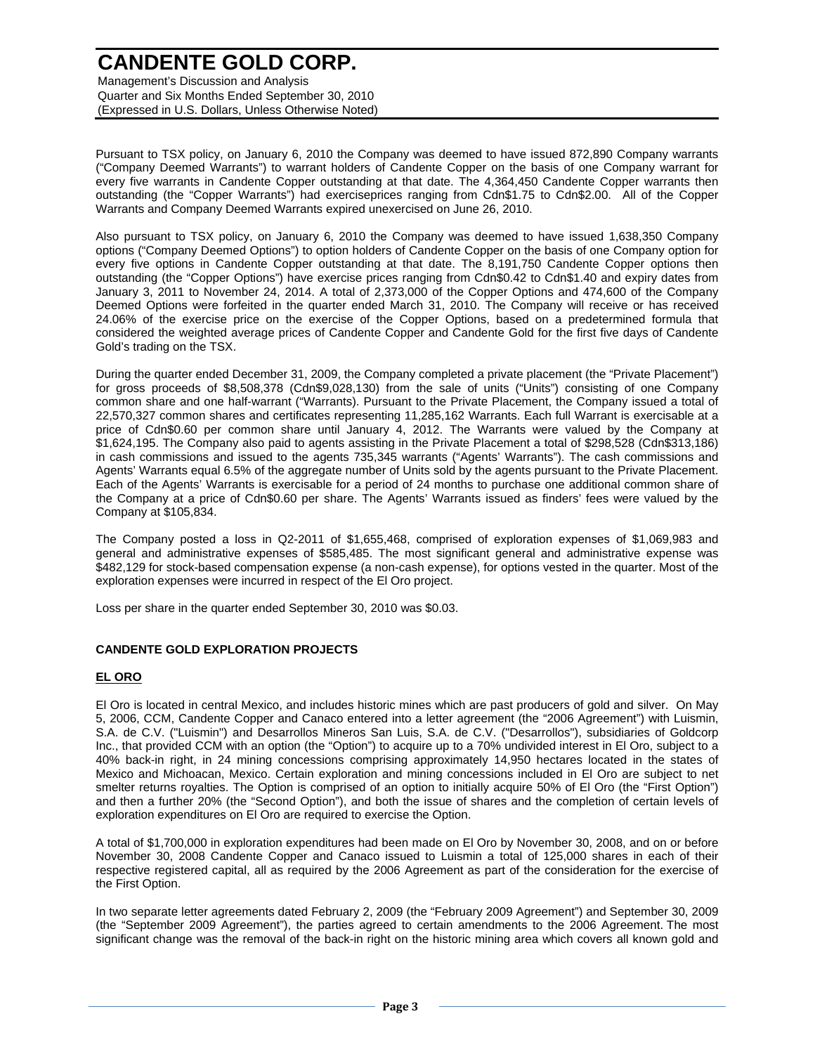Pursuant to TSX policy, on January 6, 2010 the Company was deemed to have issued 872,890 Company warrants ("Company Deemed Warrants") to warrant holders of Candente Copper on the basis of one Company warrant for every five warrants in Candente Copper outstanding at that date. The 4,364,450 Candente Copper warrants then outstanding (the "Copper Warrants") had exerciseprices ranging from Cdn$1.75 to Cdn$2.00. All of the Copper Warrants and Company Deemed Warrants expired unexercised on June 26, 2010.

Also pursuant to TSX policy, on January 6, 2010 the Company was deemed to have issued 1,638,350 Company options ("Company Deemed Options") to option holders of Candente Copper on the basis of one Company option for every five options in Candente Copper outstanding at that date. The 8,191,750 Candente Copper options then outstanding (the "Copper Options") have exercise prices ranging from Cdn$0.42 to Cdn$1.40 and expiry dates from January 3, 2011 to November 24, 2014. A total of 2,373,000 of the Copper Options and 474,600 of the Company Deemed Options were forfeited in the quarter ended March 31, 2010. The Company will receive or has received 24.06% of the exercise price on the exercise of the Copper Options, based on a predetermined formula that considered the weighted average prices of Candente Copper and Candente Gold for the first five days of Candente Gold's trading on the TSX.

During the quarter ended December 31, 2009, the Company completed a private placement (the "Private Placement") for gross proceeds of $8,508,378 (Cdn$9,028,130) from the sale of units ("Units") consisting of one Company common share and one half-warrant ("Warrants). Pursuant to the Private Placement, the Company issued a total of 22,570,327 common shares and certificates representing 11,285,162 Warrants. Each full Warrant is exercisable at a price of Cdn$0.60 per common share until January 4, 2012. The Warrants were valued by the Company at $1,624,195. The Company also paid to agents assisting in the Private Placement a total of $298,528 (Cdn$313,186) in cash commissions and issued to the agents 735,345 warrants ("Agents' Warrants"). The cash commissions and Agents' Warrants equal 6.5% of the aggregate number of Units sold by the agents pursuant to the Private Placement. Each of the Agents' Warrants is exercisable for a period of 24 months to purchase one additional common share of the Company at a price of Cdn$0.60 per share. The Agents' Warrants issued as finders' fees were valued by the Company at $105,834.

The Company posted a loss in Q2-2011 of $1,655,468, comprised of exploration expenses of $1,069,983 and general and administrative expenses of $585,485. The most significant general and administrative expense was $482,129 for stock-based compensation expense (a non-cash expense), for options vested in the quarter. Most of the exploration expenses were incurred in respect of the El Oro project.

Loss per share in the quarter ended September 30, 2010 was $0.03.

## CANDENTE GOLD EXPLORATION PROJECTS

### EL ORO

El Oro is located in central Mexico, and includes historic mines which are past producers of gold and silver. On May 5, 2006, CCM, Candente Copper and Canaco entered into a letter agreement (the "2006 Agreement") with Luismin, S.A. de C.V. ("Luismin") and Desarrollos Mineros San Luis, S.A. de C.V. ("Desarrollos"), subsidiaries of Goldcorp Inc., that provided CCM with an option (the "Option") to acquire up to a 70% undivided interest in El Oro, subject to a 40% back-in right, in 24 mining concessions comprising approximately 14,950 hectares located in the states of Mexico and Michoacan, Mexico. Certain exploration and mining concessions included in El Oro are subject to net smelter returns royalties. The Option is comprised of an option to initially acquire 50% of El Oro (the "First Option") and then a further 20% (the "Second Option"), and both the issue of shares and the completion of certain levels of exploration expenditures on El Oro are required to exercise the Option.

A total of $1,700,000 in exploration expenditures had been made on El Oro by November 30, 2008, and on or before November 30, 2008 Candente Copper and Canaco issued to Luismin a total of 125,000 shares in each of their respective registered capital, all as required by the 2006 Agreement as part of the consideration for the exercise of the First Option.

In two separate letter agreements dated February 2, 2009 (the "February 2009 Agreement") and September 30, 2009 (the "September 2009 Agreement"), the parties agreed to certain amendments to the 2006 Agreement. The most significant change was the removal of the back-in right on the historic mining area which covers all known gold and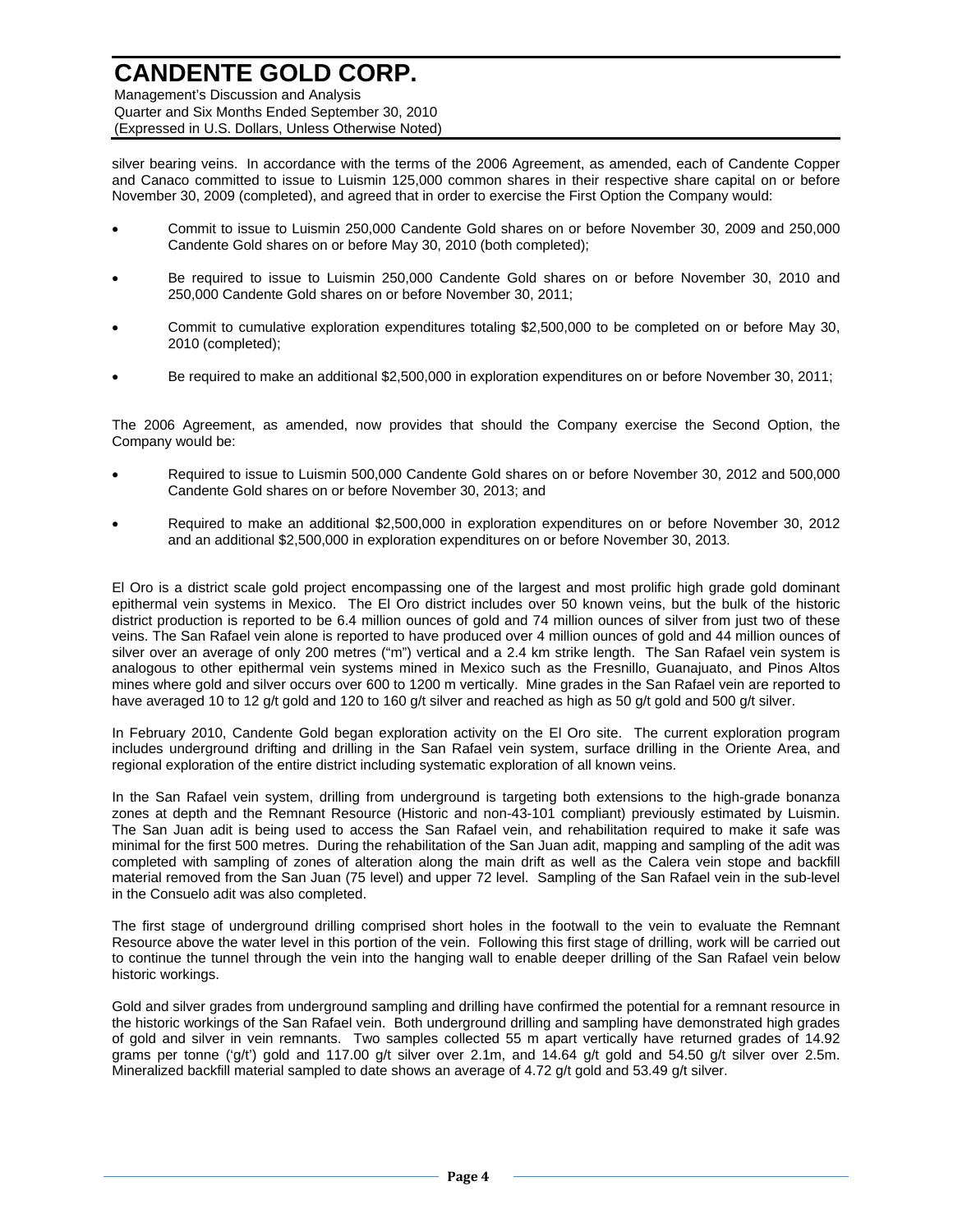silver bearing veins. In accordance with the terms of the 2006 Agreement, as amended, each of Candente Copper and Canaco committed to issue to Luismin 125,000 common shares in their respective share capital on or before November 30, 2009 (completed), and agreed that in order to exercise the First Option the Company would:

- Commit to issue to Luismin 250,000 Candente Gold shares on or before November 30, 2009 and 250,000 Candente Gold shares on or before May 30, 2010 (both completed);
- Be required to issue to Luismin 250,000 Candente Gold shares on or before November 30, 2010 and 250,000 Candente Gold shares on or before November 30, 2011;
- Commit to cumulative exploration expenditures totaling $2,500,000 to be completed on or before May 30, 2010 (completed);
- Be required to make an additional $2,500,000 in exploration expenditures on or before November 30, 2011;

The 2006 Agreement, as amended, now provides that should the Company exercise the Second Option, the Company would be:

- Required to issue to Luismin 500,000 Candente Gold shares on or before November 30, 2012 and 500,000 Candente Gold shares on or before November 30, 2013; and
- Required to make an additional $2,500,000 in exploration expenditures on or before November 30, 2012 and an additional $2,500,000 in exploration expenditures on or before November 30, 2013.

El Oro is a district scale gold project encompassing one of the largest and most prolific high grade gold dominant epithermal vein systems in Mexico. The El Oro district includes over 50 known veins, but the bulk of the historic district production is reported to be 6.4 million ounces of gold and 74 million ounces of silver from just two of these veins. The San Rafael vein alone is reported to have produced over 4 million ounces of gold and 44 million ounces of silver over an average of only 200 metres ("m") vertical and a 2.4 km strike length. The San Rafael vein system is analogous to other epithermal vein systems mined in Mexico such as the Fresnillo, Guanajuato, and Pinos Altos mines where gold and silver occurs over 600 to 1200 m vertically. Mine grades in the San Rafael vein are reported to have averaged 10 to 12 g/t gold and 120 to 160 g/t silver and reached as high as 50 g/t gold and 500 g/t silver.

In February 2010, Candente Gold began exploration activity on the El Oro site. The current exploration program includes underground drifting and drilling in the San Rafael vein system, surface drilling in the Oriente Area, and regional exploration of the entire district including systematic exploration of all known veins.

In the San Rafael vein system, drilling from underground is targeting both extensions to the high-grade bonanza zones at depth and the Remnant Resource (Historic and non-43-101 compliant) previously estimated by Luismin. The San Juan adit is being used to access the San Rafael vein, and rehabilitation required to make it safe was minimal for the first 500 metres. During the rehabilitation of the San Juan adit, mapping and sampling of the adit was completed with sampling of zones of alteration along the main drift as well as the Calera vein stope and backfill material removed from the San Juan (75 level) and upper 72 level. Sampling of the San Rafael vein in the sub-level in the Consuelo adit was also completed.

The first stage of underground drilling comprised short holes in the footwall to the vein to evaluate the Remnant Resource above the water level in this portion of the vein. Following this first stage of drilling, work will be carried out to continue the tunnel through the vein into the hanging wall to enable deeper drilling of the San Rafael vein below historic workings.

Gold and silver grades from underground sampling and drilling have confirmed the potential for a remnant resource in the historic workings of the San Rafael vein. Both underground drilling and sampling have demonstrated high grades of gold and silver in vein remnants. Two samples collected 55 m apart vertically have returned grades of 14.92 grams per tonne ('g/t') gold and 117.00 g/t silver over 2.1m, and 14.64 g/t gold and 54.50 g/t silver over 2.5m. Mineralized backfill material sampled to date shows an average of 4.72 g/t gold and 53.49 g/t silver.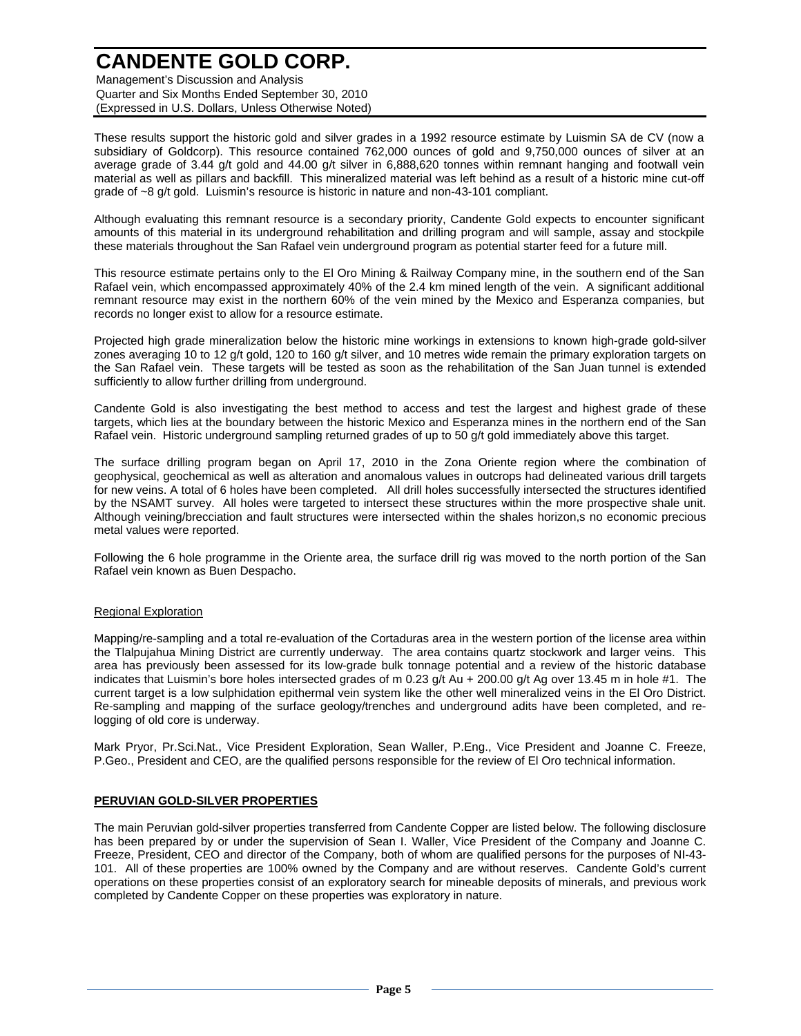These results support the historic gold and silver grades in a 1992 resource estimate by Luismin SA de CV (now a subsidiary of Goldcorp). This resource contained 762,000 ounces of gold and 9,750,000 ounces of silver at an average grade of 3.44 g/t gold and 44.00 g/t silver in 6,888,620 tonnes within remnant hanging and footwall vein material as well as pillars and backfill. This mineralized material was left behind as a result of a historic mine cut-off grade of ~8 g/t gold. Luismin's resource is historic in nature and non-43-101 compliant.

Although evaluating this remnant resource is a secondary priority, Candente Gold expects to encounter significant amounts of this material in its underground rehabilitation and drilling program and will sample, assay and stockpile these materials throughout the San Rafael vein underground program as potential starter feed for a future mill.

This resource estimate pertains only to the El Oro Mining & Railway Company mine, in the southern end of the San Rafael vein, which encompassed approximately 40% of the 2.4 km mined length of the vein. A significant additional remnant resource may exist in the northern 60% of the vein mined by the Mexico and Esperanza companies, but records no longer exist to allow for a resource estimate.

Projected high grade mineralization below the historic mine workings in extensions to known high-grade gold-silver zones averaging 10 to 12 g/t gold, 120 to 160 g/t silver, and 10 metres wide remain the primary exploration targets on the San Rafael vein. These targets will be tested as soon as the rehabilitation of the San Juan tunnel is extended sufficiently to allow further drilling from underground.

Candente Gold is also investigating the best method to access and test the largest and highest grade of these targets, which lies at the boundary between the historic Mexico and Esperanza mines in the northern end of the San Rafael vein. Historic underground sampling returned grades of up to 50 g/t gold immediately above this target.

The surface drilling program began on April 17, 2010 in the Zona Oriente region where the combination of geophysical, geochemical as well as alteration and anomalous values in outcrops had delineated various drill targets for new veins. A total of 6 holes have been completed. All drill holes successfully intersected the structures identified by the NSAMT survey. All holes were targeted to intersect these structures within the more prospective shale unit. Although veining/brecciation and fault structures were intersected within the shales horizon,s no economic precious metal values were reported.

Following the 6 hole programme in the Oriente area, the surface drill rig was moved to the north portion of the San Rafael vein known as Buen Despacho.

Regional Exploration

Mapping/re-sampling and a total re-evaluation of the Cortaduras area in the western portion of the license area within the Tlalpujahua Mining District are currently underway. The area contains quartz stockwork and larger veins. This area has previously been assessed for its low-grade bulk tonnage potential and a review of the historic database indicates that Luismin's bore holes intersected grades of m 0.23 g/t Au + 200.00 g/t Ag over 13.45 m in hole #1. The current target is a low sulphidation epithermal vein system like the other well mineralized veins in the El Oro District. Re-sampling and mapping of the surface geology/trenches and underground adits have been completed, and re-logging of old core is underway.

Mark Pryor, Pr.Sci.Nat., Vice President Exploration, Sean Waller, P.Eng., Vice President and Joanne C. Freeze, P.Geo., President and CEO, are the qualified persons responsible for the review of El Oro technical information.

## PERUVIAN GOLD-SILVER PROPERTIES

The main Peruvian gold-silver properties transferred from Candente Copper are listed below. The following disclosure has been prepared by or under the supervision of Sean I. Waller, Vice President of the Company and Joanne C. Freeze, President, CEO and director of the Company, both of whom are qualified persons for the purposes of NI-43-101. All of these properties are 100% owned by the Company and are without reserves. Candente Gold's current operations on these properties consist of an exploratory search for mineable deposits of minerals, and previous work completed by Candente Copper on these properties was exploratory in nature.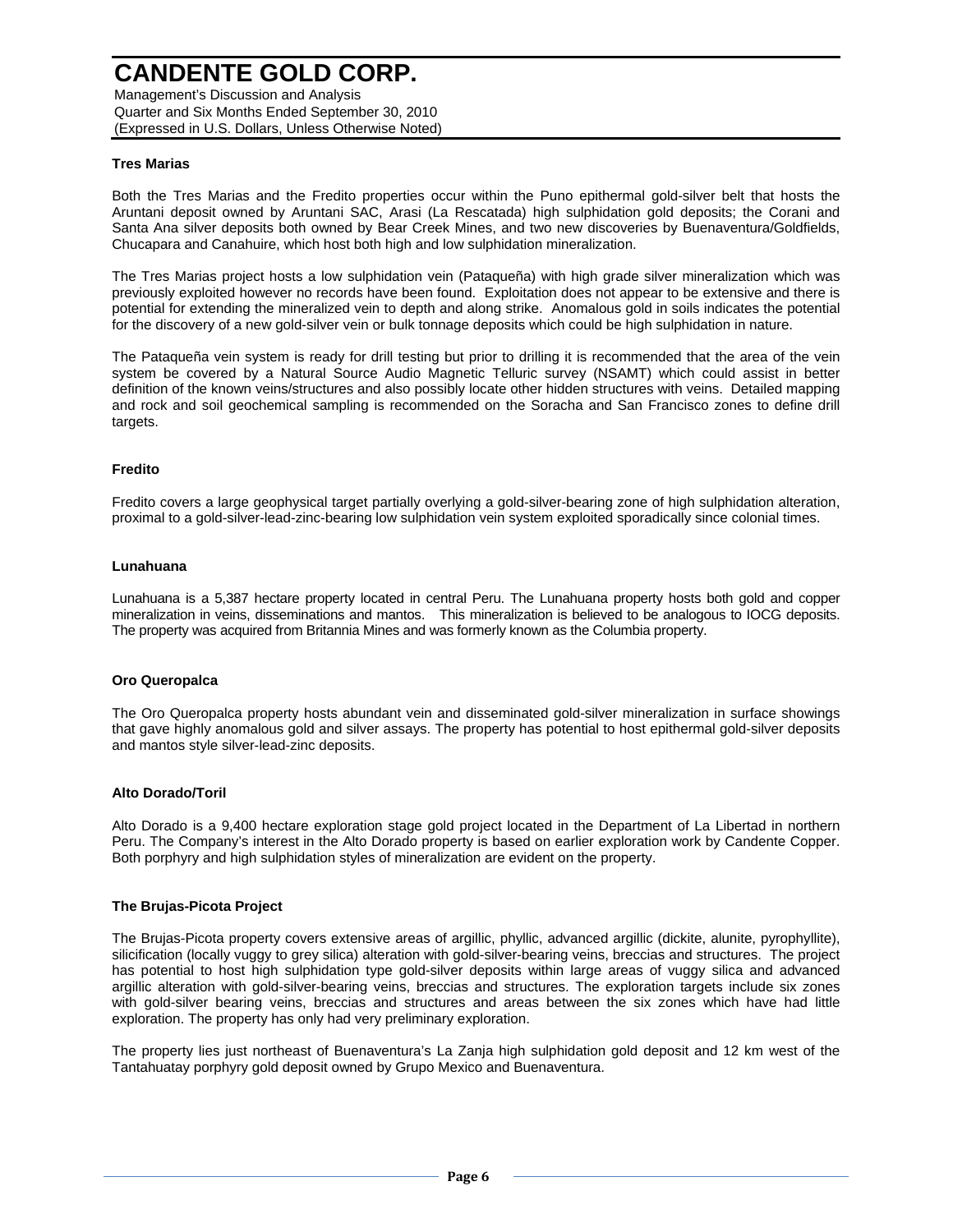### Tres Marias

Both the Tres Marias and the Fredito properties occur within the Puno epithermal gold-silver belt that hosts the Aruntani deposit owned by Aruntani SAC, Arasi (La Rescatada) high sulphidation gold deposits; the Corani and Santa Ana silver deposits both owned by Bear Creek Mines, and two new discoveries by Buenaventura/Goldfields, Chucapara and Canahuire, which host both high and low sulphidation mineralization.

The Tres Marias project hosts a low sulphidation vein (Pataqueña) with high grade silver mineralization which was previously exploited however no records have been found. Exploitation does not appear to be extensive and there is potential for extending the mineralized vein to depth and along strike. Anomalous gold in soils indicates the potential for the discovery of a new gold-silver vein or bulk tonnage deposits which could be high sulphidation in nature.

The Pataqueña vein system is ready for drill testing but prior to drilling it is recommended that the area of the vein system be covered by a Natural Source Audio Magnetic Telluric survey (NSAMT) which could assist in better definition of the known veins/structures and also possibly locate other hidden structures with veins. Detailed mapping and rock and soil geochemical sampling is recommended on the Soracha and San Francisco zones to define drill targets.

### Fredito

Fredito covers a large geophysical target partially overlying a gold-silver-bearing zone of high sulphidation alteration, proximal to a gold-silver-lead-zinc-bearing low sulphidation vein system exploited sporadically since colonial times.

### Lunahuana

Lunahuana is a 5,387 hectare property located in central Peru. The Lunahuana property hosts both gold and copper mineralization in veins, disseminations and mantos. This mineralization is believed to be analogous to IOCG deposits. The property was acquired from Britannia Mines and was formerly known as the Columbia property.

### Oro Queropalca

The Oro Queropalca property hosts abundant vein and disseminated gold-silver mineralization in surface showings that gave highly anomalous gold and silver assays. The property has potential to host epithermal gold-silver deposits and mantos style silver-lead-zinc deposits.

### Alto Dorado/Toril

Alto Dorado is a 9,400 hectare exploration stage gold project located in the Department of La Libertad in northern Peru. The Company's interest in the Alto Dorado property is based on earlier exploration work by Candente Copper. Both porphyry and high sulphidation styles of mineralization are evident on the property.

### The Brujas-Picota Project

The Brujas-Picota property covers extensive areas of argillic, phyllic, advanced argillic (dickite, alunite, pyrophyllite), silicification (locally vuggy to grey silica) alteration with gold-silver-bearing veins, breccias and structures. The project has potential to host high sulphidation type gold-silver deposits within large areas of vuggy silica and advanced argillic alteration with gold-silver-bearing veins, breccias and structures. The exploration targets include six zones with gold-silver bearing veins, breccias and structures and areas between the six zones which have had little exploration. The property has only had very preliminary exploration.

The property lies just northeast of Buenaventura's La Zanja high sulphidation gold deposit and 12 km west of the Tantahuatay porphyry gold deposit owned by Grupo Mexico and Buenaventura.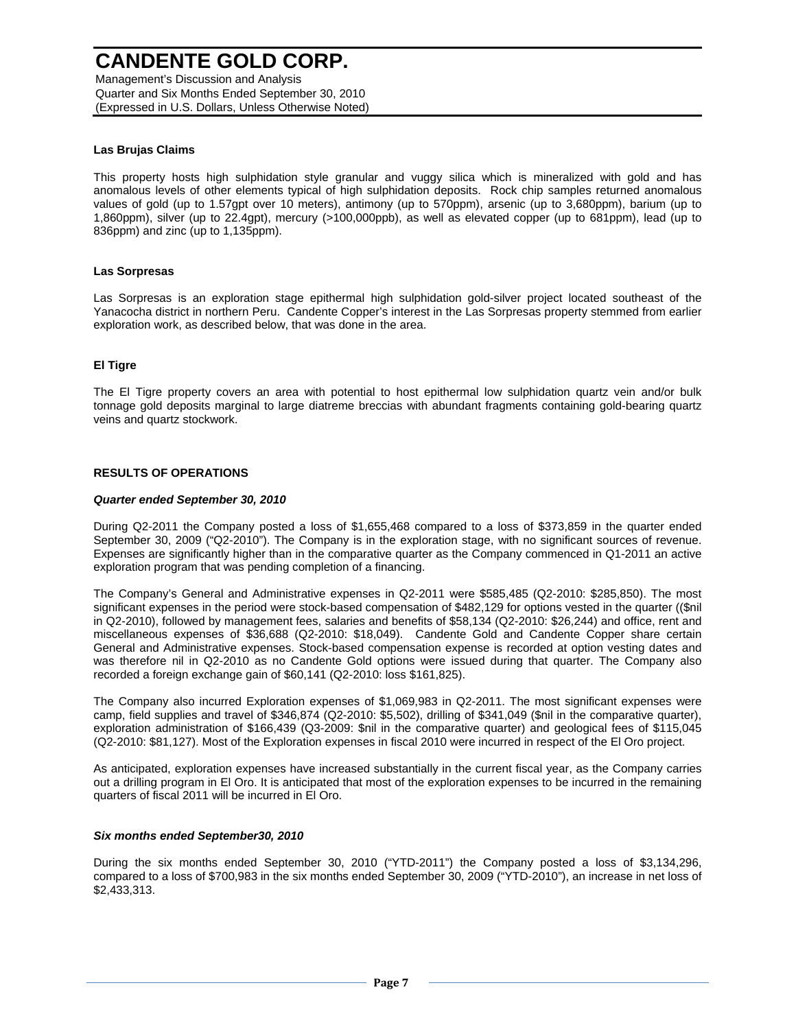### Las Brujas Claims

This property hosts high sulphidation style granular and vuggy silica which is mineralized with gold and has anomalous levels of other elements typical of high sulphidation deposits. Rock chip samples returned anomalous values of gold (up to 1.57gpt over 10 meters), antimony (up to 570ppm), arsenic (up to 3,680ppm), barium (up to 1,860ppm), silver (up to 22.4gpt), mercury (>100,000ppb), as well as elevated copper (up to 681ppm), lead (up to 836ppm) and zinc (up to 1,135ppm).

### Las Sorpresas

Las Sorpresas is an exploration stage epithermal high sulphidation gold-silver project located southeast of the Yanacocha district in northern Peru. Candente Copper's interest in the Las Sorpresas property stemmed from earlier exploration work, as described below, that was done in the area.

### El Tigre

The El Tigre property covers an area with potential to host epithermal low sulphidation quartz vein and/or bulk tonnage gold deposits marginal to large diatreme breccias with abundant fragments containing gold-bearing quartz veins and quartz stockwork.

## RESULTS OF OPERATIONS

### *Quarter ended September 30, 2010*

During Q2-2011 the Company posted a loss of $1,655,468 compared to a loss of $373,859 in the quarter ended September 30, 2009 ("Q2-2010"). The Company is in the exploration stage, with no significant sources of revenue. Expenses are significantly higher than in the comparative quarter as the Company commenced in Q1-2011 an active exploration program that was pending completion of a financing.

The Company's General and Administrative expenses in Q2-2011 were $585,485 (Q2-2010: $285,850). The most significant expenses in the period were stock-based compensation of $482,129 for options vested in the quarter (($nil in Q2-2010), followed by management fees, salaries and benefits of $58,134 (Q2-2010: $26,244) and office, rent and miscellaneous expenses of $36,688 (Q2-2010: $18,049). Candente Gold and Candente Copper share certain General and Administrative expenses. Stock-based compensation expense is recorded at option vesting dates and was therefore nil in Q2-2010 as no Candente Gold options were issued during that quarter. The Company also recorded a foreign exchange gain of $60,141 (Q2-2010: loss $161,825).

The Company also incurred Exploration expenses of $1,069,983 in Q2-2011. The most significant expenses were camp, field supplies and travel of $346,874 (Q2-2010: $5,502), drilling of $341,049 ($nil in the comparative quarter), exploration administration of $166,439 (Q3-2009: $nil in the comparative quarter) and geological fees of $115,045 (Q2-2010: $81,127). Most of the Exploration expenses in fiscal 2010 were incurred in respect of the El Oro project.

As anticipated, exploration expenses have increased substantially in the current fiscal year, as the Company carries out a drilling program in El Oro. It is anticipated that most of the exploration expenses to be incurred in the remaining quarters of fiscal 2011 will be incurred in El Oro.

### *Six months ended September30, 2010*

During the six months ended September 30, 2010 ("YTD-2011") the Company posted a loss of $3,134,296, compared to a loss of $700,983 in the six months ended September 30, 2009 ("YTD-2010"), an increase in net loss of $2,433,313.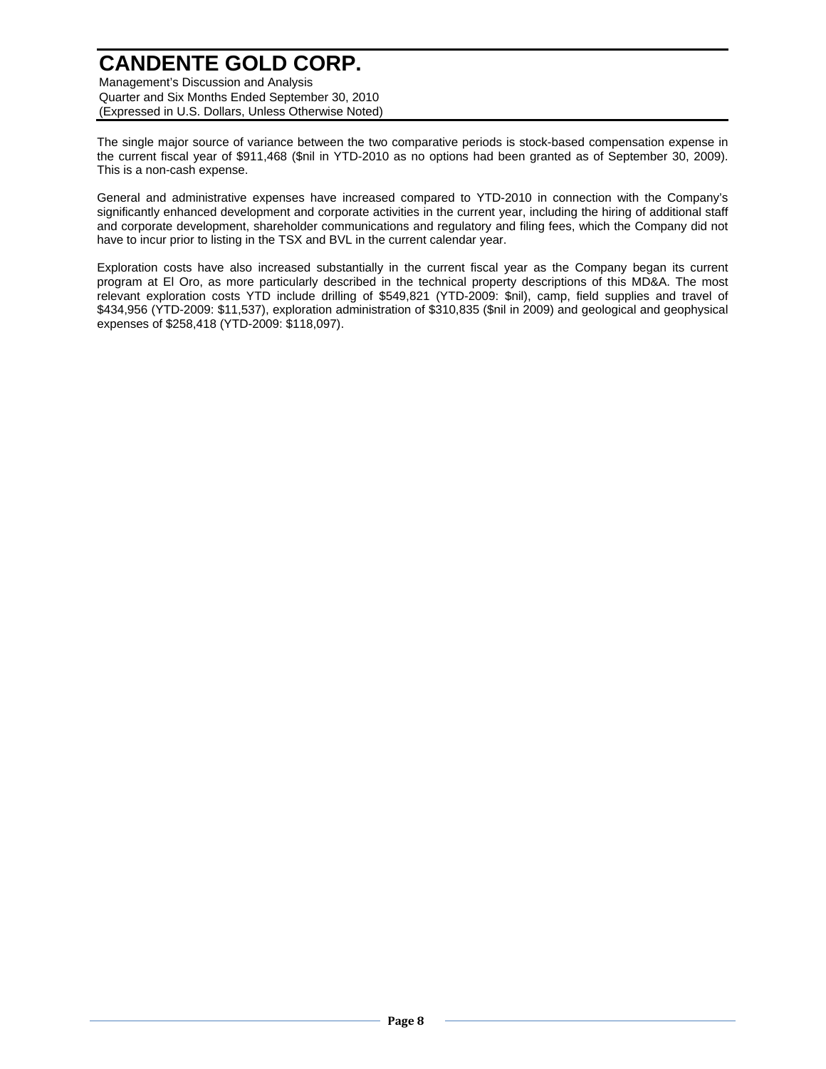The single major source of variance between the two comparative periods is stock-based compensation expense in the current fiscal year of $911,468 ($nil in YTD-2010 as no options had been granted as of September 30, 2009). This is a non-cash expense.

General and administrative expenses have increased compared to YTD-2010 in connection with the Company's significantly enhanced development and corporate activities in the current year, including the hiring of additional staff and corporate development, shareholder communications and regulatory and filing fees, which the Company did not have to incur prior to listing in the TSX and BVL in the current calendar year.

Exploration costs have also increased substantially in the current fiscal year as the Company began its current program at El Oro, as more particularly described in the technical property descriptions of this MD&A. The most relevant exploration costs YTD include drilling of $549,821 (YTD-2009: $nil), camp, field supplies and travel of $434,956 (YTD-2009: $11,537), exploration administration of $310,835 ($nil in 2009) and geological and geophysical expenses of $258,418 (YTD-2009: $118,097).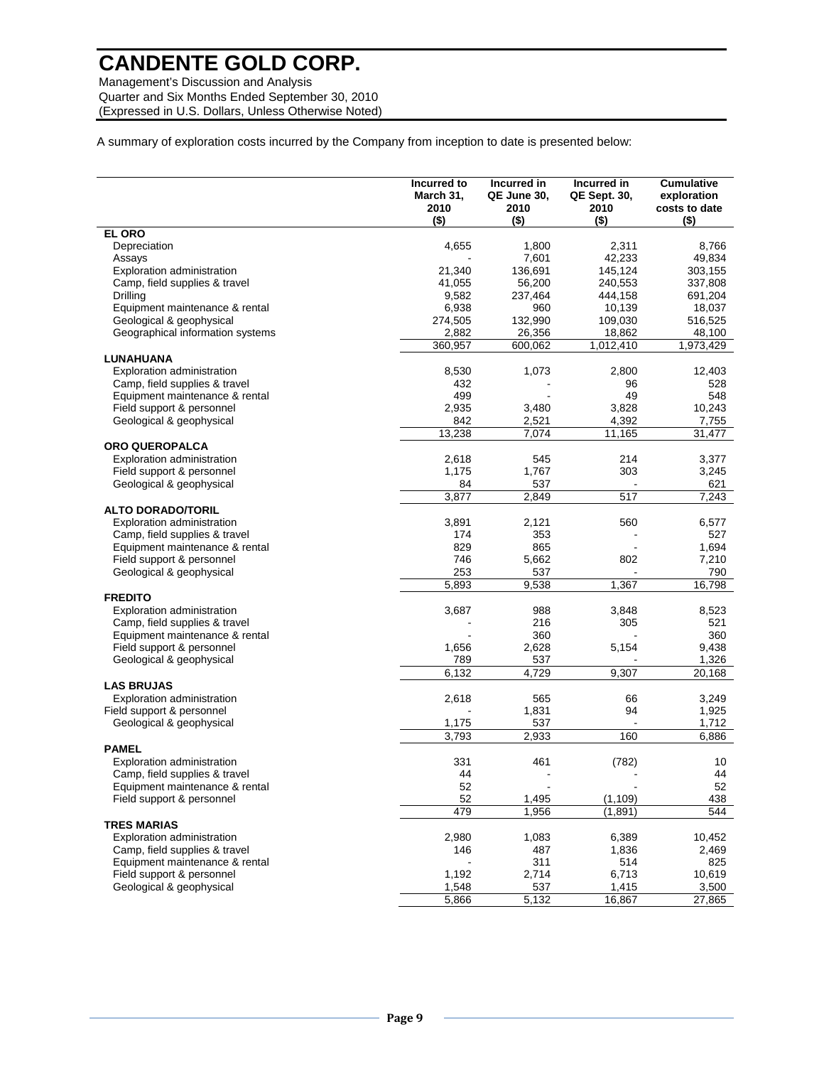A summary of exploration costs incurred by the Company from inception to date is presented below:

| | Incurred to March 31, 2010 ($) | Incurred in QE June 30, 2010 ($) | Incurred in QE Sept. 30, 2010 ($) | Cumulative exploration costs to date ($) |
|---|---|---|---|---|
| **EL ORO** | | | | |
| Depreciation | 4,655 | 1,800 | 2,311 | 8,766 |
| Assays | - | 7,601 | 42,233 | 49,834 |
| Exploration administration | 21,340 | 136,691 | 145,124 | 303,155 |
| Camp, field supplies & travel | 41,055 | 56,200 | 240,553 | 337,808 |
| Drilling | 9,582 | 237,464 | 444,158 | 691,204 |
| Equipment maintenance & rental | 6,938 | 960 | 10,139 | 18,037 |
| Geological & geophysical | 274,505 | 132,990 | 109,030 | 516,525 |
| Geographical information systems | 2,882 | 26,356 | 18,862 | 48,100 |
| | 360,957 | 600,062 | 1,012,410 | 1,973,429 |
| **LUNAHUANA** | | | | |
| Exploration administration | 8,530 | 1,073 | 2,800 | 12,403 |
| Camp, field supplies & travel | 432 | - | 96 | 528 |
| Equipment maintenance & rental | 499 | - | 49 | 548 |
| Field support & personnel | 2,935 | 3,480 | 3,828 | 10,243 |
| Geological & geophysical | 842 | 2,521 | 4,392 | 7,755 |
| | 13,238 | 7,074 | 11,165 | 31,477 |
| **ORO QUEROPALCA** | | | | |
| Exploration administration | 2,618 | 545 | 214 | 3,377 |
| Field support & personnel | 1,175 | 1,767 | 303 | 3,245 |
| Geological & geophysical | 84 | 537 | - | 621 |
| | 3,877 | 2,849 | 517 | 7,243 |
| **ALTO DORADO/TORIL** | | | | |
| Exploration administration | 3,891 | 2,121 | 560 | 6,577 |
| Camp, field supplies & travel | 174 | 353 | - | 527 |
| Equipment maintenance & rental | 829 | 865 | - | 1,694 |
| Field support & personnel | 746 | 5,662 | 802 | 7,210 |
| Geological & geophysical | 253 | 537 | - | 790 |
| | 5,893 | 9,538 | 1,367 | 16,798 |
| **FREDITO** | | | | |
| Exploration administration | 3,687 | 988 | 3,848 | 8,523 |
| Camp, field supplies & travel | - | 216 | 305 | 521 |
| Equipment maintenance & rental | - | 360 | - | 360 |
| Field support & personnel | 1,656 | 2,628 | 5,154 | 9,438 |
| Geological & geophysical | 789 | 537 | - | 1,326 |
| | 6,132 | 4,729 | 9,307 | 20,168 |
| **LAS BRUJAS** | | | | |
| Exploration administration | 2,618 | 565 | 66 | 3,249 |
| Field support & personnel | - | 1,831 | 94 | 1,925 |
| Geological & geophysical | 1,175 | 537 | - | 1,712 |
| | 3,793 | 2,933 | 160 | 6,886 |
| **PAMEL** | | | | |
| Exploration administration | 331 | 461 | (782) | 10 |
| Camp, field supplies & travel | 44 | - | - | 44 |
| Equipment maintenance & rental | 52 | - | - | 52 |
| Field support & personnel | 52 | 1,495 | (1,109) | 438 |
| | 479 | 1,956 | (1,891) | 544 |
| **TRES MARIAS** | | | | |
| Exploration administration | 2,980 | 1,083 | 6,389 | 10,452 |
| Camp, field supplies & travel | 146 | 487 | 1,836 | 2,469 |
| Equipment maintenance & rental | - | 311 | 514 | 825 |
| Field support & personnel | 1,192 | 2,714 | 6,713 | 10,619 |
| Geological & geophysical | 1,548 | 537 | 1,415 | 3,500 |
| | 5,866 | 5,132 | 16,867 | 27,865 |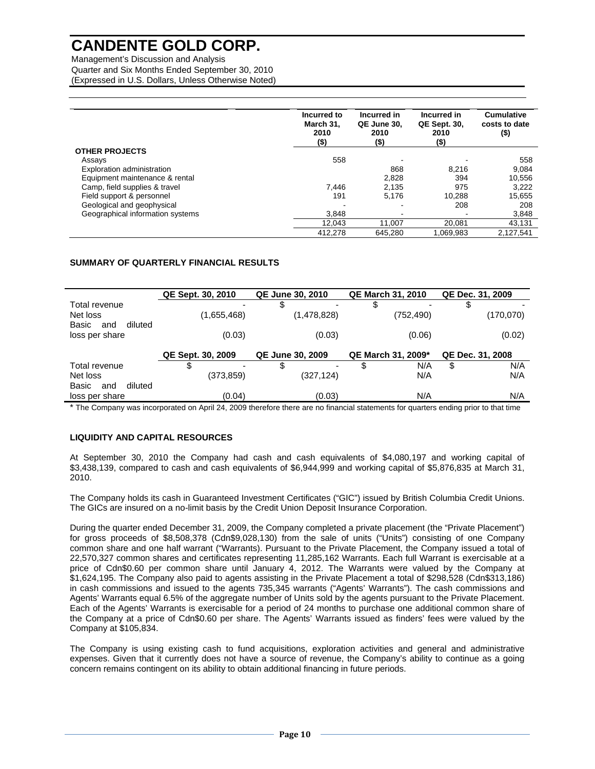| | Incurred to March 31, 2010 ($) | Incurred in QE June 30, 2010 ($) | Incurred in QE Sept. 30, 2010 ($) | Cumulative costs to date ($) |
|---|---|---|---|---|
| **OTHER PROJECTS** | | | | |
| Assays | 558 | - | - | 558 |
| Exploration administration | | 868 | 8,216 | 9,084 |
| Equipment maintenance & rental | | 2,828 | 394 | 10,556 |
| Camp, field supplies & travel | 7,446 | 2,135 | 975 | 3,222 |
| Field support & personnel | 191 | 5,176 | 10,288 | 15,655 |
| Geological and geophysical | - | - | 208 | 208 |
| Geographical information systems | 3,848 | - | - | 3,848 |
| | 12,043 | 11,007 | 20,081 | 43,131 |
| | 412,278 | 645,280 | 1,069,983 | 2,127,541 |

**SUMMARY OF QUARTERLY FINANCIAL RESULTS**

| | QE Sept. 30, 2010 | QE June 30, 2010 | QE March 31, 2010 | QE Dec. 31, 2009 |
|---|---|---|---|---|
| Total revenue | - | $ - | $ - | $ - |
| Net loss | (1,655,468) | (1,478,828) | (752,490) | (170,070) |
| Basic and diluted loss per share | (0.03) | (0.03) | (0.06) | (0.02) |
| | **QE Sept. 30, 2009** | **QE June 30, 2009** | **QE March 31, 2009*** | **QE Dec. 31, 2008** |
| Total revenue | $ - | $ - | $ N/A | $ N/A |
| Net loss | (373,859) | (327,124) | N/A | N/A |
| Basic and diluted loss per share | (0.04) | (0.03) | N/A | N/A |

\* The Company was incorporated on April 24, 2009 therefore there are no financial statements for quarters ending prior to that time

**LIQUIDITY AND CAPITAL RESOURCES**

At September 30, 2010 the Company had cash and cash equivalents of $4,080,197 and working capital of $3,438,139, compared to cash and cash equivalents of $6,944,999 and working capital of $5,876,835 at March 31, 2010.

The Company holds its cash in Guaranteed Investment Certificates ("GIC") issued by British Columbia Credit Unions. The GICs are insured on a no-limit basis by the Credit Union Deposit Insurance Corporation.

During the quarter ended December 31, 2009, the Company completed a private placement (the "Private Placement") for gross proceeds of $8,508,378 (Cdn$9,028,130) from the sale of units ("Units") consisting of one Company common share and one half warrant ("Warrants). Pursuant to the Private Placement, the Company issued a total of 22,570,327 common shares and certificates representing 11,285,162 Warrants. Each full Warrant is exercisable at a price of Cdn$0.60 per common share until January 4, 2012. The Warrants were valued by the Company at $1,624,195. The Company also paid to agents assisting in the Private Placement a total of $298,528 (Cdn$313,186) in cash commissions and issued to the agents 735,345 warrants ("Agents' Warrants"). The cash commissions and Agents' Warrants equal 6.5% of the aggregate number of Units sold by the agents pursuant to the Private Placement. Each of the Agents' Warrants is exercisable for a period of 24 months to purchase one additional common share of the Company at a price of Cdn$0.60 per share. The Agents' Warrants issued as finders' fees were valued by the Company at $105,834.

The Company is using existing cash to fund acquisitions, exploration activities and general and administrative expenses. Given that it currently does not have a source of revenue, the Company's ability to continue as a going concern remains contingent on its ability to obtain additional financing in future periods.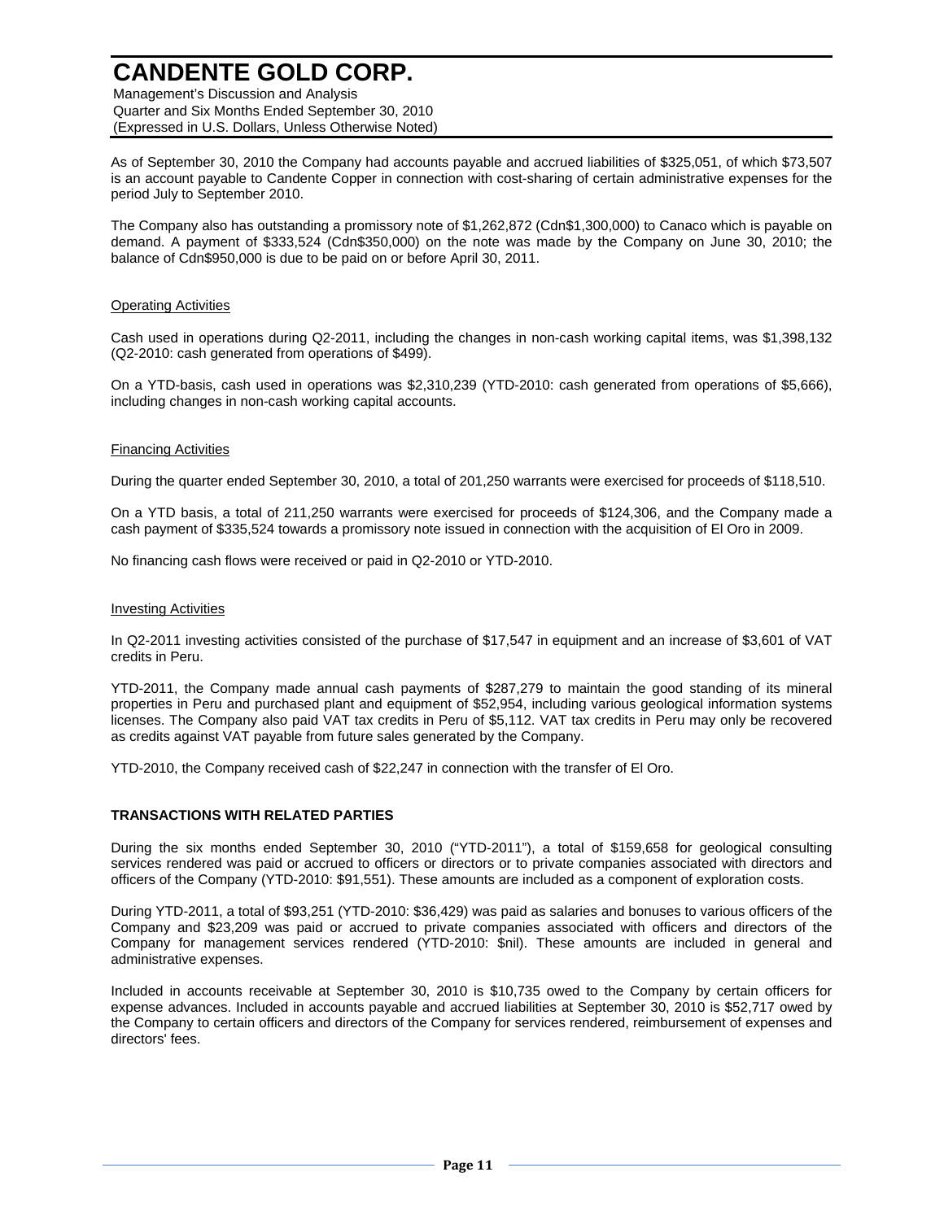As of September 30, 2010 the Company had accounts payable and accrued liabilities of $325,051, of which $73,507 is an account payable to Candente Copper in connection with cost-sharing of certain administrative expenses for the period July to September 2010.

The Company also has outstanding a promissory note of $1,262,872 (Cdn$1,300,000) to Canaco which is payable on demand. A payment of $333,524 (Cdn$350,000) on the note was made by the Company on June 30, 2010; the balance of Cdn$950,000 is due to be paid on or before April 30, 2011.

Operating Activities

Cash used in operations during Q2-2011, including the changes in non-cash working capital items, was $1,398,132 (Q2-2010: cash generated from operations of $499).

On a YTD-basis, cash used in operations was $2,310,239 (YTD-2010: cash generated from operations of $5,666), including changes in non-cash working capital accounts.

Financing Activities

During the quarter ended September 30, 2010, a total of 201,250 warrants were exercised for proceeds of $118,510.

On a YTD basis, a total of 211,250 warrants were exercised for proceeds of $124,306, and the Company made a cash payment of $335,524 towards a promissory note issued in connection with the acquisition of El Oro in 2009.

No financing cash flows were received or paid in Q2-2010 or YTD-2010.

Investing Activities

In Q2-2011 investing activities consisted of the purchase of $17,547 in equipment and an increase of $3,601 of VAT credits in Peru.

YTD-2011, the Company made annual cash payments of $287,279 to maintain the good standing of its mineral properties in Peru and purchased plant and equipment of $52,954, including various geological information systems licenses. The Company also paid VAT tax credits in Peru of $5,112. VAT tax credits in Peru may only be recovered as credits against VAT payable from future sales generated by the Company.

YTD-2010, the Company received cash of $22,247 in connection with the transfer of El Oro.

## TRANSACTIONS WITH RELATED PARTIES

During the six months ended September 30, 2010 ("YTD-2011"), a total of $159,658 for geological consulting services rendered was paid or accrued to officers or directors or to private companies associated with directors and officers of the Company (YTD-2010: $91,551). These amounts are included as a component of exploration costs.

During YTD-2011, a total of $93,251 (YTD-2010: $36,429) was paid as salaries and bonuses to various officers of the Company and $23,209 was paid or accrued to private companies associated with officers and directors of the Company for management services rendered (YTD-2010: $nil). These amounts are included in general and administrative expenses.

Included in accounts receivable at September 30, 2010 is $10,735 owed to the Company by certain officers for expense advances. Included in accounts payable and accrued liabilities at September 30, 2010 is $52,717 owed by the Company to certain officers and directors of the Company for services rendered, reimbursement of expenses and directors' fees.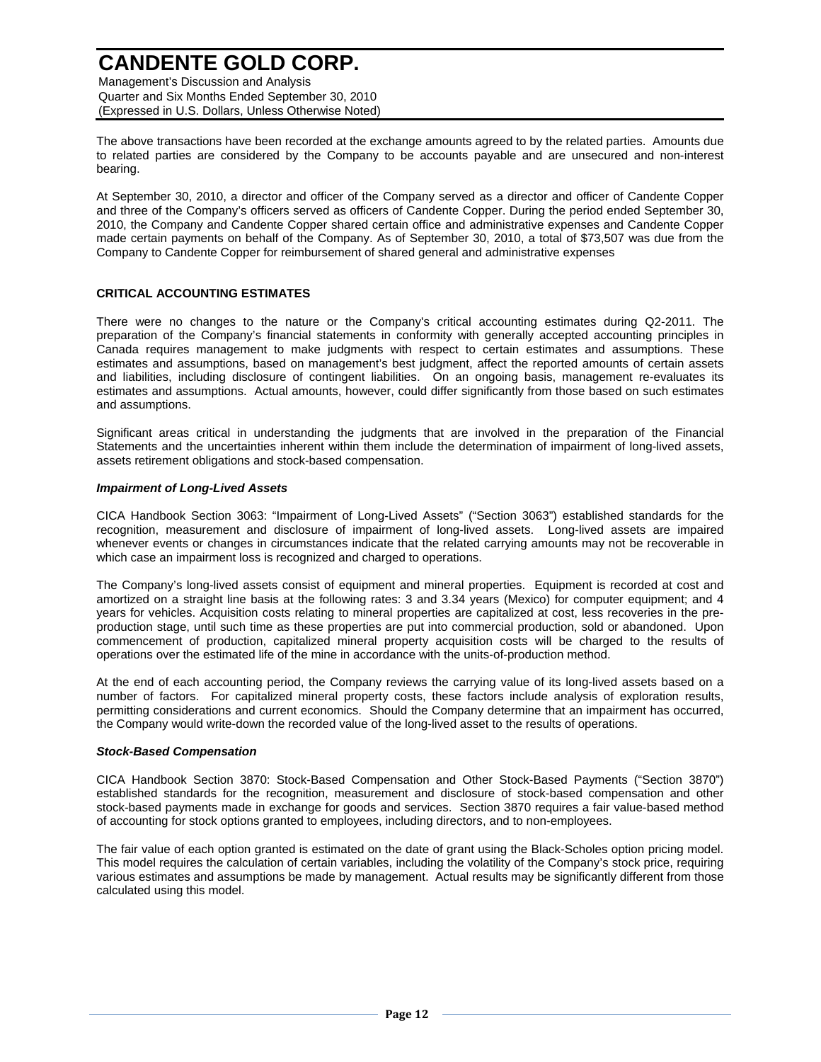The above transactions have been recorded at the exchange amounts agreed to by the related parties. Amounts due to related parties are considered by the Company to be accounts payable and are unsecured and non-interest bearing.

At September 30, 2010, a director and officer of the Company served as a director and officer of Candente Copper and three of the Company's officers served as officers of Candente Copper. During the period ended September 30, 2010, the Company and Candente Copper shared certain office and administrative expenses and Candente Copper made certain payments on behalf of the Company. As of September 30, 2010, a total of $73,507 was due from the Company to Candente Copper for reimbursement of shared general and administrative expenses

## CRITICAL ACCOUNTING ESTIMATES

There were no changes to the nature or the Company's critical accounting estimates during Q2-2011. The preparation of the Company's financial statements in conformity with generally accepted accounting principles in Canada requires management to make judgments with respect to certain estimates and assumptions. These estimates and assumptions, based on management's best judgment, affect the reported amounts of certain assets and liabilities, including disclosure of contingent liabilities. On an ongoing basis, management re-evaluates its estimates and assumptions. Actual amounts, however, could differ significantly from those based on such estimates and assumptions.

Significant areas critical in understanding the judgments that are involved in the preparation of the Financial Statements and the uncertainties inherent within them include the determination of impairment of long-lived assets, assets retirement obligations and stock-based compensation.

### *Impairment of Long-Lived Assets*

CICA Handbook Section 3063: "Impairment of Long-Lived Assets" ("Section 3063") established standards for the recognition, measurement and disclosure of impairment of long-lived assets. Long-lived assets are impaired whenever events or changes in circumstances indicate that the related carrying amounts may not be recoverable in which case an impairment loss is recognized and charged to operations.

The Company's long-lived assets consist of equipment and mineral properties. Equipment is recorded at cost and amortized on a straight line basis at the following rates: 3 and 3.34 years (Mexico) for computer equipment; and 4 years for vehicles. Acquisition costs relating to mineral properties are capitalized at cost, less recoveries in the pre-production stage, until such time as these properties are put into commercial production, sold or abandoned. Upon commencement of production, capitalized mineral property acquisition costs will be charged to the results of operations over the estimated life of the mine in accordance with the units-of-production method.

At the end of each accounting period, the Company reviews the carrying value of its long-lived assets based on a number of factors. For capitalized mineral property costs, these factors include analysis of exploration results, permitting considerations and current economics. Should the Company determine that an impairment has occurred, the Company would write-down the recorded value of the long-lived asset to the results of operations.

### *Stock-Based Compensation*

CICA Handbook Section 3870: Stock-Based Compensation and Other Stock-Based Payments ("Section 3870") established standards for the recognition, measurement and disclosure of stock-based compensation and other stock-based payments made in exchange for goods and services. Section 3870 requires a fair value-based method of accounting for stock options granted to employees, including directors, and to non-employees.

The fair value of each option granted is estimated on the date of grant using the Black-Scholes option pricing model. This model requires the calculation of certain variables, including the volatility of the Company's stock price, requiring various estimates and assumptions be made by management. Actual results may be significantly different from those calculated using this model.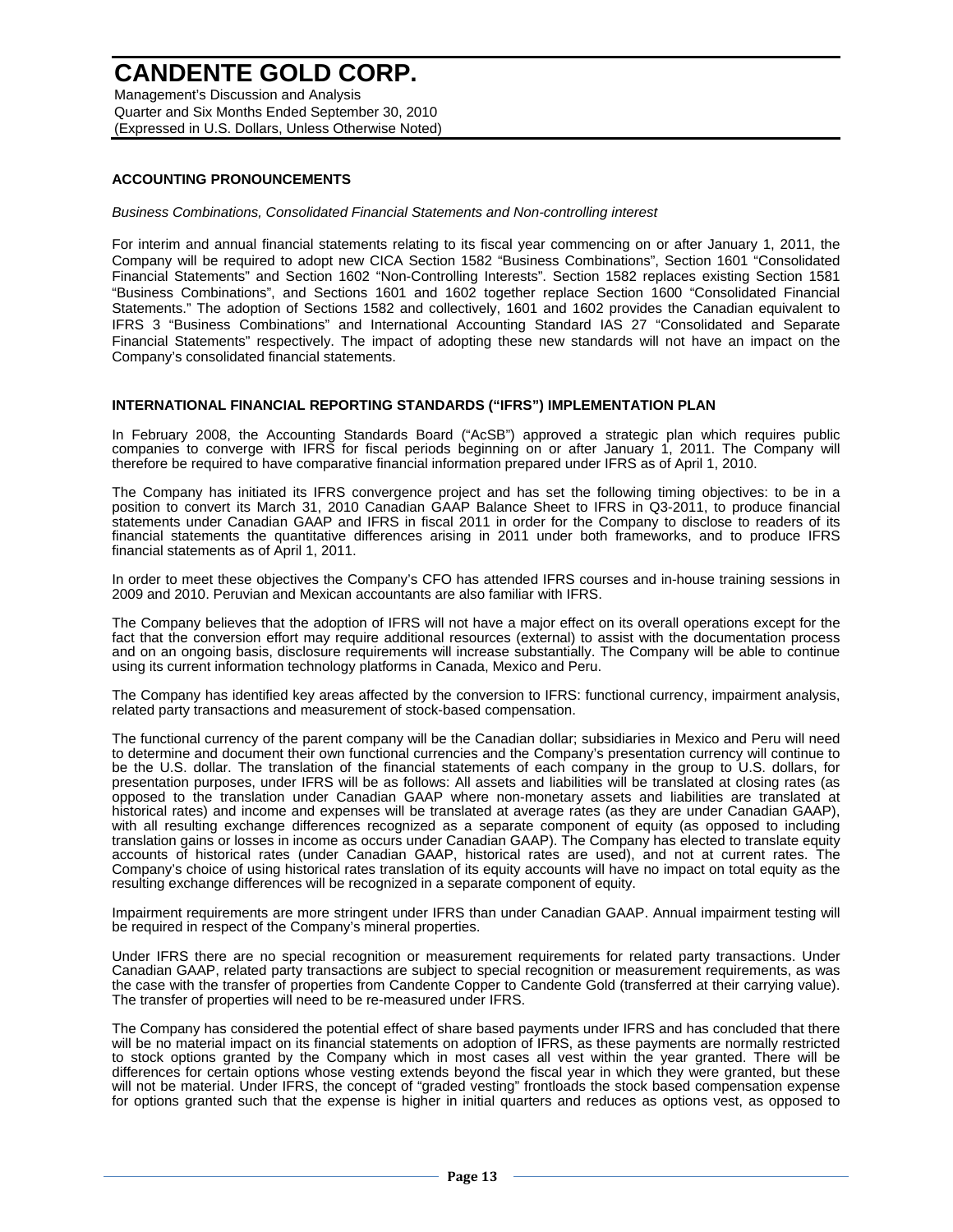## ACCOUNTING PRONOUNCEMENTS

*Business Combinations, Consolidated Financial Statements and Non-controlling interest*

For interim and annual financial statements relating to its fiscal year commencing on or after January 1, 2011, the Company will be required to adopt new CICA Section 1582 "Business Combinations", Section 1601 "Consolidated Financial Statements" and Section 1602 "Non-Controlling Interests". Section 1582 replaces existing Section 1581 "Business Combinations", and Sections 1601 and 1602 together replace Section 1600 "Consolidated Financial Statements." The adoption of Sections 1582 and collectively, 1601 and 1602 provides the Canadian equivalent to IFRS 3 "Business Combinations" and International Accounting Standard IAS 27 "Consolidated and Separate Financial Statements" respectively. The impact of adopting these new standards will not have an impact on the Company's consolidated financial statements.

## INTERNATIONAL FINANCIAL REPORTING STANDARDS ("IFRS") IMPLEMENTATION PLAN

In February 2008, the Accounting Standards Board ("AcSB") approved a strategic plan which requires public companies to converge with IFRS for fiscal periods beginning on or after January 1, 2011. The Company will therefore be required to have comparative financial information prepared under IFRS as of April 1, 2010.

The Company has initiated its IFRS convergence project and has set the following timing objectives: to be in a position to convert its March 31, 2010 Canadian GAAP Balance Sheet to IFRS in Q3-2011, to produce financial statements under Canadian GAAP and IFRS in fiscal 2011 in order for the Company to disclose to readers of its financial statements the quantitative differences arising in 2011 under both frameworks, and to produce IFRS financial statements as of April 1, 2011.

In order to meet these objectives the Company's CFO has attended IFRS courses and in-house training sessions in 2009 and 2010. Peruvian and Mexican accountants are also familiar with IFRS.

The Company believes that the adoption of IFRS will not have a major effect on its overall operations except for the fact that the conversion effort may require additional resources (external) to assist with the documentation process and on an ongoing basis, disclosure requirements will increase substantially. The Company will be able to continue using its current information technology platforms in Canada, Mexico and Peru.

The Company has identified key areas affected by the conversion to IFRS: functional currency, impairment analysis, related party transactions and measurement of stock-based compensation.

The functional currency of the parent company will be the Canadian dollar; subsidiaries in Mexico and Peru will need to determine and document their own functional currencies and the Company's presentation currency will continue to be the U.S. dollar. The translation of the financial statements of each company in the group to U.S. dollars, for presentation purposes, under IFRS will be as follows: All assets and liabilities will be translated at closing rates (as opposed to the translation under Canadian GAAP where non-monetary assets and liabilities are translated at historical rates) and income and expenses will be translated at average rates (as they are under Canadian GAAP), with all resulting exchange differences recognized as a separate component of equity (as opposed to including translation gains or losses in income as occurs under Canadian GAAP). The Company has elected to translate equity accounts of historical rates (under Canadian GAAP, historical rates are used), and not at current rates. The Company's choice of using historical rates translation of its equity accounts will have no impact on total equity as the resulting exchange differences will be recognized in a separate component of equity.

Impairment requirements are more stringent under IFRS than under Canadian GAAP. Annual impairment testing will be required in respect of the Company's mineral properties.

Under IFRS there are no special recognition or measurement requirements for related party transactions. Under Canadian GAAP, related party transactions are subject to special recognition or measurement requirements, as was the case with the transfer of properties from Candente Copper to Candente Gold (transferred at their carrying value). The transfer of properties will need to be re-measured under IFRS.

The Company has considered the potential effect of share based payments under IFRS and has concluded that there will be no material impact on its financial statements on adoption of IFRS, as these payments are normally restricted to stock options granted by the Company which in most cases all vest within the year granted. There will be differences for certain options whose vesting extends beyond the fiscal year in which they were granted, but these will not be material. Under IFRS, the concept of "graded vesting" frontloads the stock based compensation expense for options granted such that the expense is higher in initial quarters and reduces as options vest, as opposed to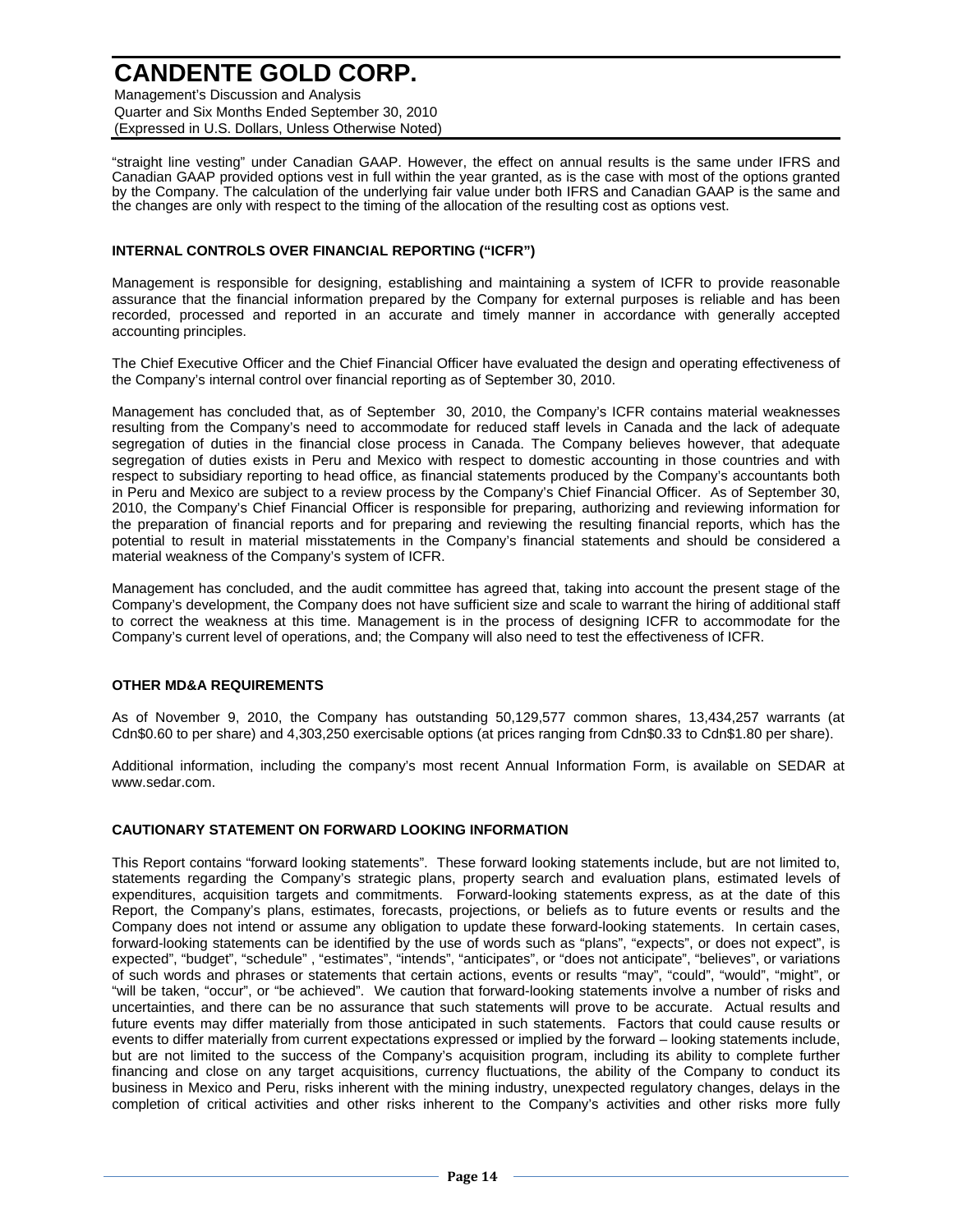"straight line vesting" under Canadian GAAP. However, the effect on annual results is the same under IFRS and Canadian GAAP provided options vest in full within the year granted, as is the case with most of the options granted by the Company. The calculation of the underlying fair value under both IFRS and Canadian GAAP is the same and the changes are only with respect to the timing of the allocation of the resulting cost as options vest.

## INTERNAL CONTROLS OVER FINANCIAL REPORTING ("ICFR")

Management is responsible for designing, establishing and maintaining a system of ICFR to provide reasonable assurance that the financial information prepared by the Company for external purposes is reliable and has been recorded, processed and reported in an accurate and timely manner in accordance with generally accepted accounting principles.

The Chief Executive Officer and the Chief Financial Officer have evaluated the design and operating effectiveness of the Company's internal control over financial reporting as of September 30, 2010.

Management has concluded that, as of September 30, 2010, the Company's ICFR contains material weaknesses resulting from the Company's need to accommodate for reduced staff levels in Canada and the lack of adequate segregation of duties in the financial close process in Canada. The Company believes however, that adequate segregation of duties exists in Peru and Mexico with respect to domestic accounting in those countries and with respect to subsidiary reporting to head office, as financial statements produced by the Company's accountants both in Peru and Mexico are subject to a review process by the Company's Chief Financial Officer. As of September 30, 2010, the Company's Chief Financial Officer is responsible for preparing, authorizing and reviewing information for the preparation of financial reports and for preparing and reviewing the resulting financial reports, which has the potential to result in material misstatements in the Company's financial statements and should be considered a material weakness of the Company's system of ICFR.

Management has concluded, and the audit committee has agreed that, taking into account the present stage of the Company's development, the Company does not have sufficient size and scale to warrant the hiring of additional staff to correct the weakness at this time. Management is in the process of designing ICFR to accommodate for the Company's current level of operations, and; the Company will also need to test the effectiveness of ICFR.

## OTHER MD&A REQUIREMENTS

As of November 9, 2010, the Company has outstanding 50,129,577 common shares, 13,434,257 warrants (at Cdn$0.60 to per share) and 4,303,250 exercisable options (at prices ranging from Cdn$0.33 to Cdn$1.80 per share).

Additional information, including the company's most recent Annual Information Form, is available on SEDAR at www.sedar.com.

## CAUTIONARY STATEMENT ON FORWARD LOOKING INFORMATION

This Report contains "forward looking statements". These forward looking statements include, but are not limited to, statements regarding the Company's strategic plans, property search and evaluation plans, estimated levels of expenditures, acquisition targets and commitments. Forward-looking statements express, as at the date of this Report, the Company's plans, estimates, forecasts, projections, or beliefs as to future events or results and the Company does not intend or assume any obligation to update these forward-looking statements. In certain cases, forward-looking statements can be identified by the use of words such as "plans", "expects", or does not expect", is expected", "budget", "schedule" , "estimates", "intends", "anticipates", or "does not anticipate", "believes", or variations of such words and phrases or statements that certain actions, events or results "may", "could", "would", "might", or "will be taken, "occur", or "be achieved". We caution that forward-looking statements involve a number of risks and uncertainties, and there can be no assurance that such statements will prove to be accurate. Actual results and future events may differ materially from those anticipated in such statements. Factors that could cause results or events to differ materially from current expectations expressed or implied by the forward – looking statements include, but are not limited to the success of the Company's acquisition program, including its ability to complete further financing and close on any target acquisitions, currency fluctuations, the ability of the Company to conduct its business in Mexico and Peru, risks inherent with the mining industry, unexpected regulatory changes, delays in the completion of critical activities and other risks inherent to the Company's activities and other risks more fully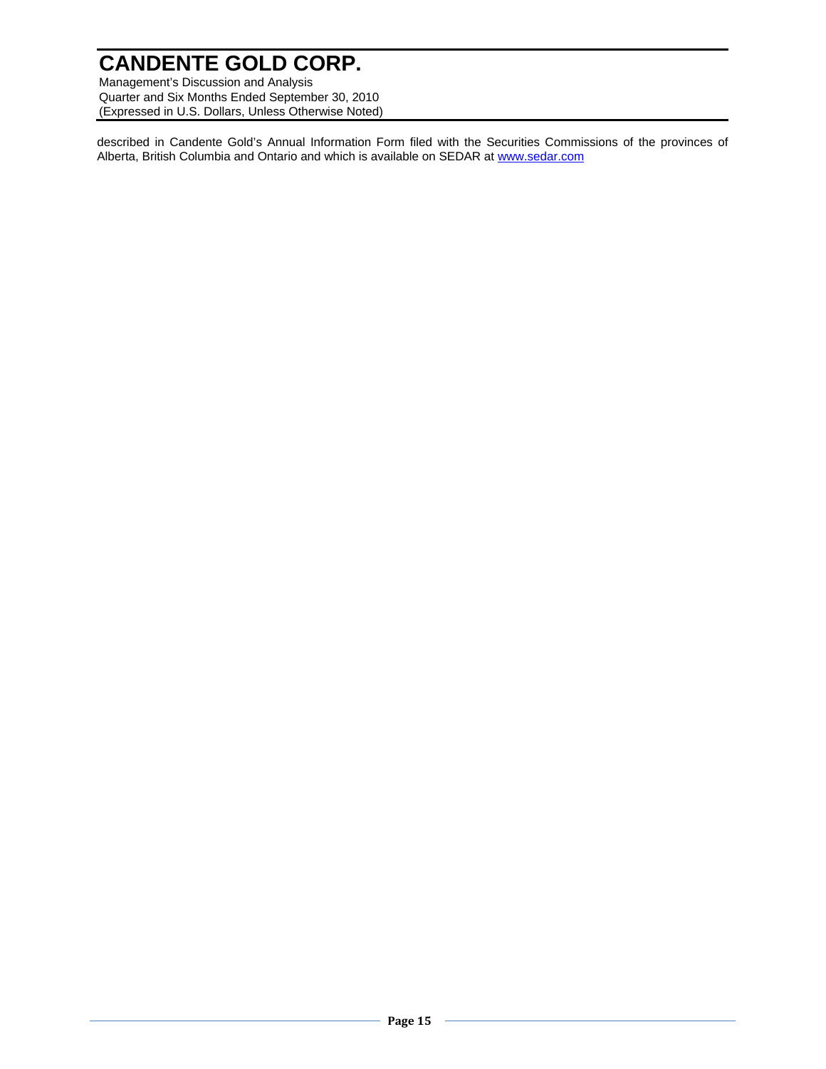described in Candente Gold's Annual Information Form filed with the Securities Commissions of the provinces of Alberta, British Columbia and Ontario and which is available on SEDAR at www.sedar.com